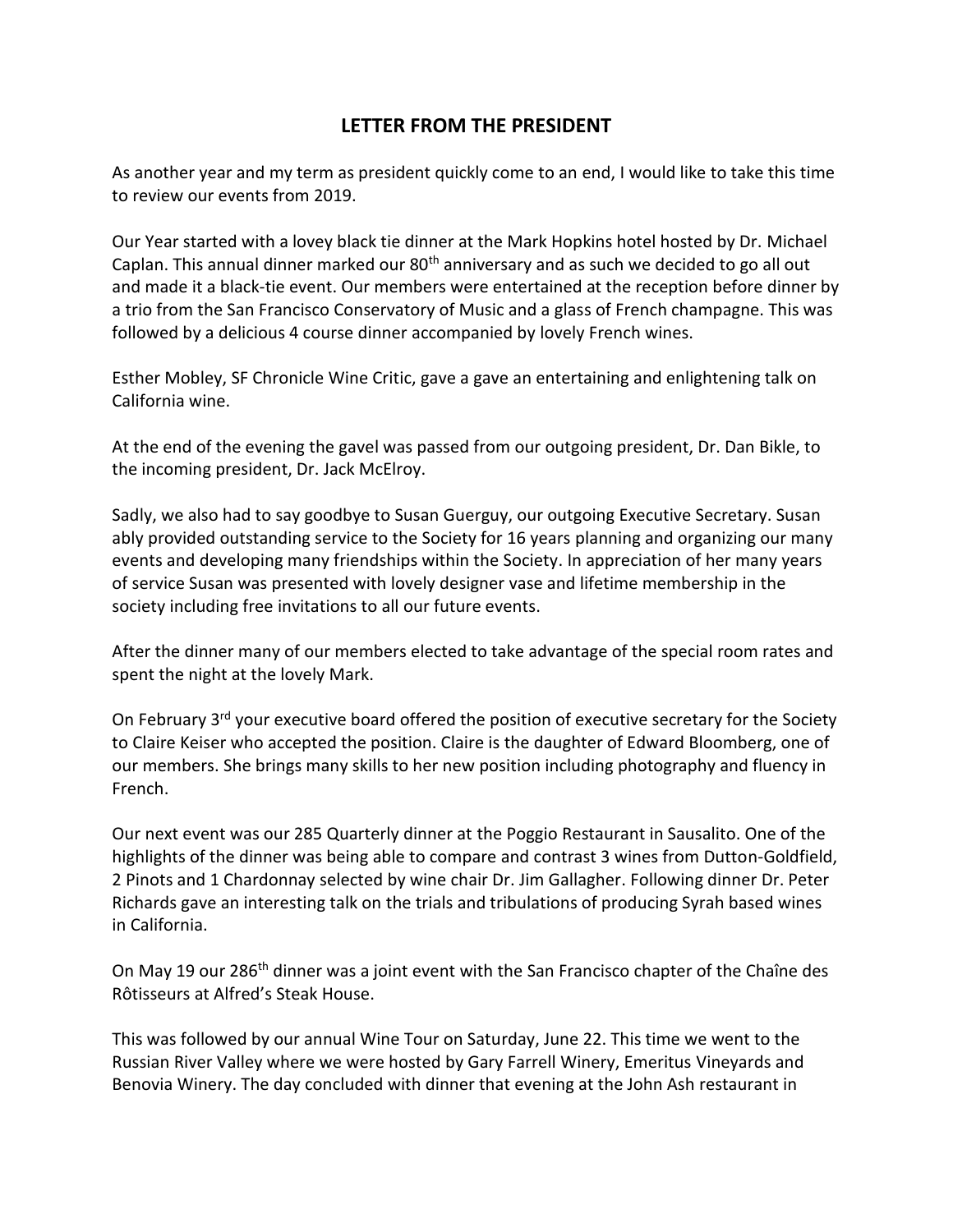# LETTER FROM THE PRESIDENT

As another year and my term as president quickly come to an end, I would like to take this time to review our events from 2019.

Our Year started with a lovey black tie dinner at the Mark Hopkins hotel hosted by Dr. Michael Caplan. This annual dinner marked our 80th anniversary and as such we decided to go all out and made it a black-tie event. Our members were entertained at the reception before dinner by a trio from the San Francisco Conservatory of Music and a glass of French champagne. This was followed by a delicious 4 course dinner accompanied by lovely French wines.

Esther Mobley, SF Chronicle Wine Critic, gave a gave an entertaining and enlightening talk on California wine.

At the end of the evening the gavel was passed from our outgoing president, Dr. Dan Bikle, to the incoming president, Dr. Jack McElroy.

Sadly, we also had to say goodbye to Susan Guerguy, our outgoing Executive Secretary. Susan ably provided outstanding service to the Society for 16 years planning and organizing our many events and developing many friendships within the Society. In appreciation of her many years of service Susan was presented with lovely designer vase and lifetime membership in the society including free invitations to all our future events.

After the dinner many of our members elected to take advantage of the special room rates and spent the night at the lovely Mark.

On February 3rd your executive board offered the position of executive secretary for the Society to Claire Keiser who accepted the position. Claire is the daughter of Edward Bloomberg, one of our members. She brings many skills to her new position including photography and fluency in French.

Our next event was our 285 Quarterly dinner at the Poggio Restaurant in Sausalito. One of the highlights of the dinner was being able to compare and contrast 3 wines from Dutton-Goldfield, 2 Pinots and 1 Chardonnay selected by wine chair Dr. Jim Gallagher. Following dinner Dr. Peter Richards gave an interesting talk on the trials and tribulations of producing Syrah based wines in California.

On May 19 our 286th dinner was a joint event with the San Francisco chapter of the Chaîne des Rôtisseurs at Alfred's Steak House.

This was followed by our annual Wine Tour on Saturday, June 22. This time we went to the Russian River Valley where we were hosted by Gary Farrell Winery, Emeritus Vineyards and Benovia Winery. The day concluded with dinner that evening at the John Ash restaurant in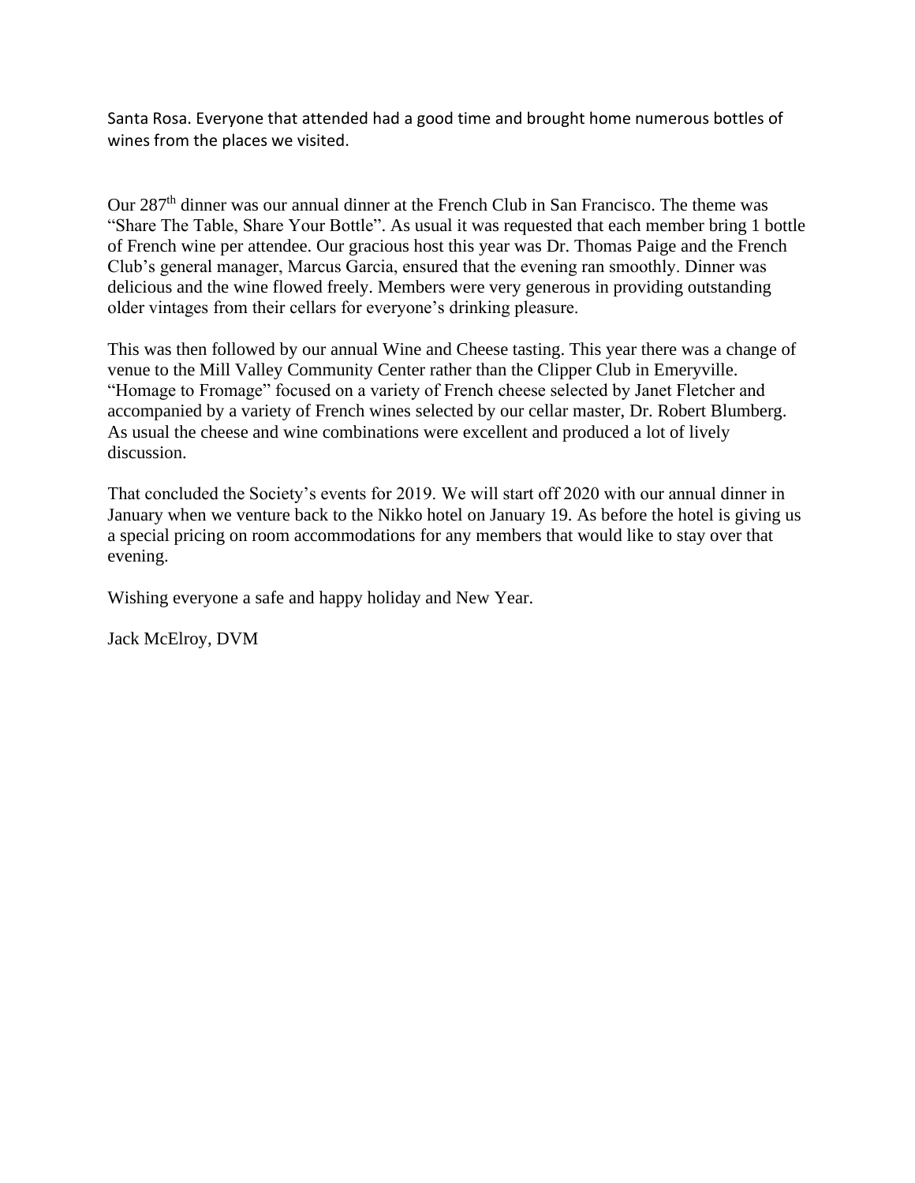Santa Rosa. Everyone that attended had a good time and brought home numerous bottles of wines from the places we visited.

Our 287th dinner was our annual dinner at the French Club in San Francisco. The theme was "Share The Table, Share Your Bottle". As usual it was requested that each member bring 1 bottle of French wine per attendee. Our gracious host this year was Dr. Thomas Paige and the French Club's general manager, Marcus Garcia, ensured that the evening ran smoothly. Dinner was delicious and the wine flowed freely. Members were very generous in providing outstanding older vintages from their cellars for everyone's drinking pleasure.

This was then followed by our annual Wine and Cheese tasting. This year there was a change of venue to the Mill Valley Community Center rather than the Clipper Club in Emeryville. "Homage to Fromage" focused on a variety of French cheese selected by Janet Fletcher and accompanied by a variety of French wines selected by our cellar master, Dr. Robert Blumberg. As usual the cheese and wine combinations were excellent and produced a lot of lively discussion.

That concluded the Society's events for 2019. We will start off 2020 with our annual dinner in January when we venture back to the Nikko hotel on January 19. As before the hotel is giving us a special pricing on room accommodations for any members that would like to stay over that evening.

Wishing everyone a safe and happy holiday and New Year.

Jack McElroy, DVM